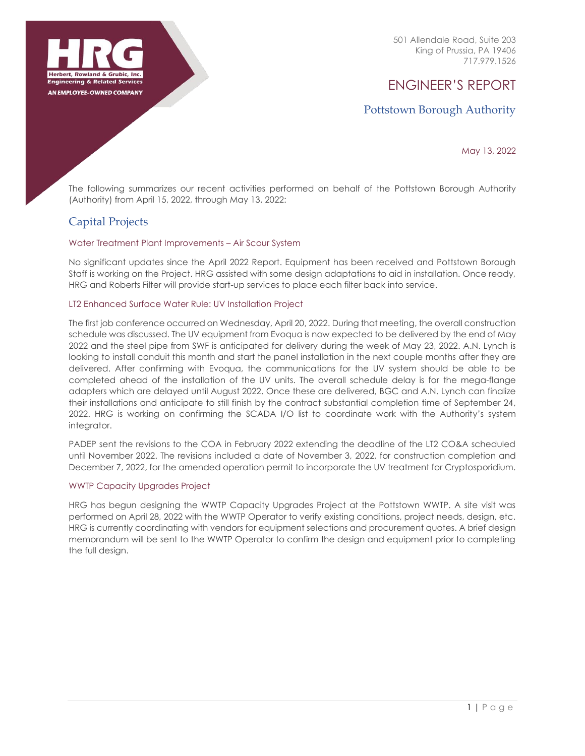HRG
Herbert, Rowland & Grubic, Inc.
Engineering & Related Services
AN EMPLOYEE-OWNED COMPANY

501 Allendale Road, Suite 203
King of Prussia, PA 19406
717.979.1526

# ENGINEER'S REPORT

## Pottstown Borough Authority

May 13, 2022

The following summarizes our recent activities performed on behalf of the Pottstown Borough Authority (Authority) from April 15, 2022, through May 13, 2022:

## Capital Projects

### Water Treatment Plant Improvements – Air Scour System

No significant updates since the April 2022 Report. Equipment has been received and Pottstown Borough Staff is working on the Project. HRG assisted with some design adaptations to aid in installation. Once ready, HRG and Roberts Filter will provide start-up services to place each filter back into service.

### LT2 Enhanced Surface Water Rule: UV Installation Project

The first job conference occurred on Wednesday, April 20, 2022. During that meeting, the overall construction schedule was discussed. The UV equipment from Evoqua is now expected to be delivered by the end of May 2022 and the steel pipe from SWF is anticipated for delivery during the week of May 23, 2022. A.N. Lynch is looking to install conduit this month and start the panel installation in the next couple months after they are delivered. After confirming with Evoqua, the communications for the UV system should be able to be completed ahead of the installation of the UV units. The overall schedule delay is for the mega-flange adapters which are delayed until August 2022. Once these are delivered, BGC and A.N. Lynch can finalize their installations and anticipate to still finish by the contract substantial completion time of September 24, 2022. HRG is working on confirming the SCADA I/O list to coordinate work with the Authority's system integrator.

PADEP sent the revisions to the COA in February 2022 extending the deadline of the LT2 CO&A scheduled until November 2022. The revisions included a date of November 3, 2022, for construction completion and December 7, 2022, for the amended operation permit to incorporate the UV treatment for Cryptosporidium.

### WWTP Capacity Upgrades Project

HRG has begun designing the WWTP Capacity Upgrades Project at the Pottstown WWTP. A site visit was performed on April 28, 2022 with the WWTP Operator to verify existing conditions, project needs, design, etc. HRG is currently coordinating with vendors for equipment selections and procurement quotes. A brief design memorandum will be sent to the WWTP Operator to confirm the design and equipment prior to completing the full design.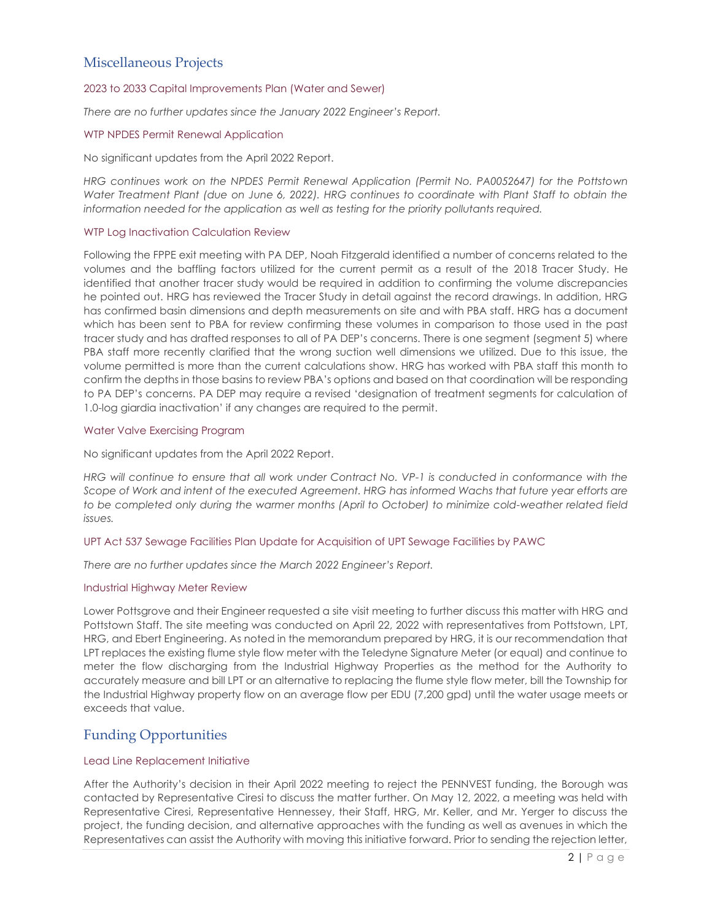## Miscellaneous Projects

### 2023 to 2033 Capital Improvements Plan (Water and Sewer)

*There are no further updates since the January 2022 Engineer's Report.*

### WTP NPDES Permit Renewal Application

No significant updates from the April 2022 Report.

*HRG continues work on the NPDES Permit Renewal Application (Permit No. PA0052647) for the Pottstown Water Treatment Plant (due on June 6, 2022). HRG continues to coordinate with Plant Staff to obtain the information needed for the application as well as testing for the priority pollutants required.*

### WTP Log Inactivation Calculation Review

Following the FPPE exit meeting with PA DEP, Noah Fitzgerald identified a number of concerns related to the volumes and the baffling factors utilized for the current permit as a result of the 2018 Tracer Study. He identified that another tracer study would be required in addition to confirming the volume discrepancies he pointed out. HRG has reviewed the Tracer Study in detail against the record drawings. In addition, HRG has confirmed basin dimensions and depth measurements on site and with PBA staff. HRG has a document which has been sent to PBA for review confirming these volumes in comparison to those used in the past tracer study and has drafted responses to all of PA DEP's concerns. There is one segment (segment 5) where PBA staff more recently clarified that the wrong suction well dimensions we utilized. Due to this issue, the volume permitted is more than the current calculations show. HRG has worked with PBA staff this month to confirm the depths in those basins to review PBA's options and based on that coordination will be responding to PA DEP's concerns. PA DEP may require a revised 'designation of treatment segments for calculation of 1.0-log giardia inactivation' if any changes are required to the permit.

### Water Valve Exercising Program

No significant updates from the April 2022 Report.

*HRG will continue to ensure that all work under Contract No. VP-1 is conducted in conformance with the Scope of Work and intent of the executed Agreement. HRG has informed Wachs that future year efforts are to be completed only during the warmer months (April to October) to minimize cold-weather related field issues.*

### UPT Act 537 Sewage Facilities Plan Update for Acquisition of UPT Sewage Facilities by PAWC

*There are no further updates since the March 2022 Engineer's Report.*

### Industrial Highway Meter Review

Lower Pottsgrove and their Engineer requested a site visit meeting to further discuss this matter with HRG and Pottstown Staff. The site meeting was conducted on April 22, 2022 with representatives from Pottstown, LPT, HRG, and Ebert Engineering. As noted in the memorandum prepared by HRG, it is our recommendation that LPT replaces the existing flume style flow meter with the Teledyne Signature Meter (or equal) and continue to meter the flow discharging from the Industrial Highway Properties as the method for the Authority to accurately measure and bill LPT or an alternative to replacing the flume style flow meter, bill the Township for the Industrial Highway property flow on an average flow per EDU (7,200 gpd) until the water usage meets or exceeds that value.

## Funding Opportunities

### Lead Line Replacement Initiative

After the Authority's decision in their April 2022 meeting to reject the PENNVEST funding, the Borough was contacted by Representative Ciresi to discuss the matter further. On May 12, 2022, a meeting was held with Representative Ciresi, Representative Hennessey, their Staff, HRG, Mr. Keller, and Mr. Yerger to discuss the project, the funding decision, and alternative approaches with the funding as well as avenues in which the Representatives can assist the Authority with moving this initiative forward. Prior to sending the rejection letter,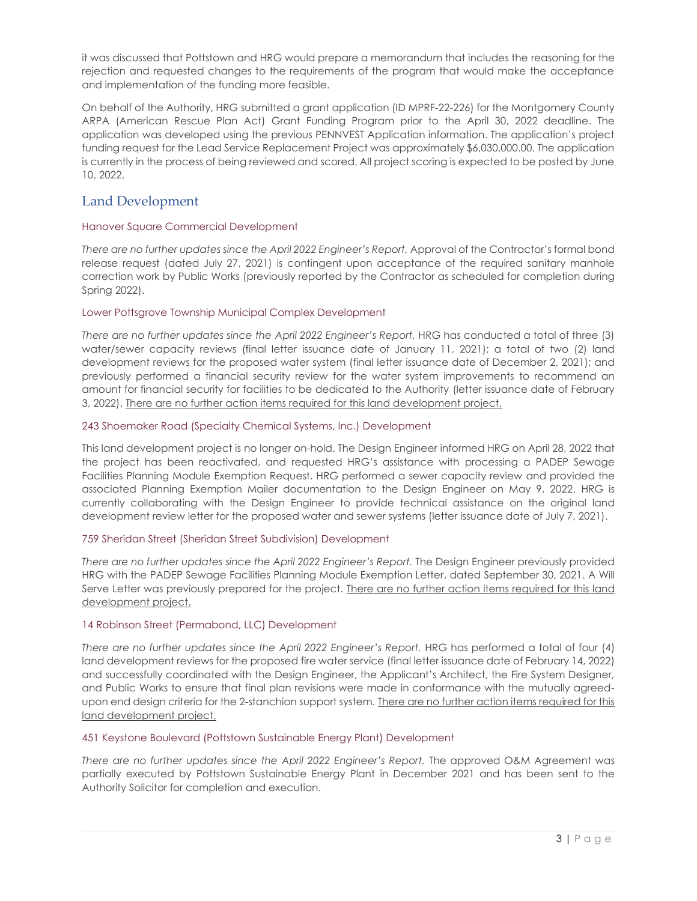it was discussed that Pottstown and HRG would prepare a memorandum that includes the reasoning for the rejection and requested changes to the requirements of the program that would make the acceptance and implementation of the funding more feasible.

On behalf of the Authority, HRG submitted a grant application (ID MPRF-22-226) for the Montgomery County ARPA (American Rescue Plan Act) Grant Funding Program prior to the April 30, 2022 deadline. The application was developed using the previous PENNVEST Application information. The application's project funding request for the Lead Service Replacement Project was approximately $6,030,000.00. The application is currently in the process of being reviewed and scored. All project scoring is expected to be posted by June 10, 2022.

## Land Development

### Hanover Square Commercial Development

*There are no further updates since the April 2022 Engineer's Report.* Approval of the Contractor's formal bond release request (dated July 27, 2021) is contingent upon acceptance of the required sanitary manhole correction work by Public Works (previously reported by the Contractor as scheduled for completion during Spring 2022).

### Lower Pottsgrove Township Municipal Complex Development

*There are no further updates since the April 2022 Engineer's Report.* HRG has conducted a total of three (3) water/sewer capacity reviews (final letter issuance date of January 11, 2021); a total of two (2) land development reviews for the proposed water system (final letter issuance date of December 2, 2021); and previously performed a financial security review for the water system improvements to recommend an amount for financial security for facilities to be dedicated to the Authority (letter issuance date of February 3, 2022). <u>There are no further action items required for this land development project.</u>

### 243 Shoemaker Road (Specialty Chemical Systems, Inc.) Development

This land development project is no longer on-hold. The Design Engineer informed HRG on April 28, 2022 that the project has been reactivated, and requested HRG's assistance with processing a PADEP Sewage Facilities Planning Module Exemption Request. HRG performed a sewer capacity review and provided the associated Planning Exemption Mailer documentation to the Design Engineer on May 9, 2022. HRG is currently collaborating with the Design Engineer to provide technical assistance on the original land development review letter for the proposed water and sewer systems (letter issuance date of July 7, 2021).

### 759 Sheridan Street (Sheridan Street Subdivision) Development

*There are no further updates since the April 2022 Engineer's Report.* The Design Engineer previously provided HRG with the PADEP Sewage Facilities Planning Module Exemption Letter, dated September 30, 2021. A Will Serve Letter was previously prepared for the project. <u>There are no further action items required for this land development project.</u>

### 14 Robinson Street (Permabond, LLC) Development

*There are no further updates since the April 2022 Engineer's Report.* HRG has performed a total of four (4) land development reviews for the proposed fire water service (final letter issuance date of February 14, 2022) and successfully coordinated with the Design Engineer, the Applicant's Architect, the Fire System Designer, and Public Works to ensure that final plan revisions were made in conformance with the mutually agreed-upon end design criteria for the 2-stanchion support system. <u>There are no further action items required for this land development project.</u>

### 451 Keystone Boulevard (Pottstown Sustainable Energy Plant) Development

*There are no further updates since the April 2022 Engineer's Report.* The approved O&M Agreement was partially executed by Pottstown Sustainable Energy Plant in December 2021 and has been sent to the Authority Solicitor for completion and execution.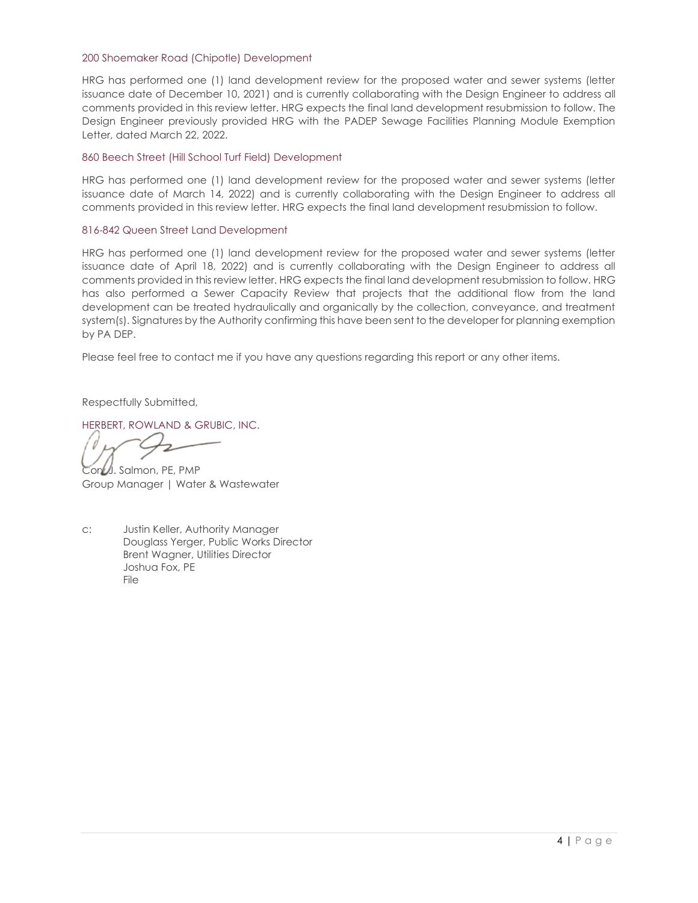### 200 Shoemaker Road (Chipotle) Development

HRG has performed one (1) land development review for the proposed water and sewer systems (letter issuance date of December 10, 2021) and is currently collaborating with the Design Engineer to address all comments provided in this review letter. HRG expects the final land development resubmission to follow. The Design Engineer previously provided HRG with the PADEP Sewage Facilities Planning Module Exemption Letter, dated March 22, 2022.

### 860 Beech Street (Hill School Turf Field) Development

HRG has performed one (1) land development review for the proposed water and sewer systems (letter issuance date of March 14, 2022) and is currently collaborating with the Design Engineer to address all comments provided in this review letter. HRG expects the final land development resubmission to follow.

### 816-842 Queen Street Land Development

HRG has performed one (1) land development review for the proposed water and sewer systems (letter issuance date of April 18, 2022) and is currently collaborating with the Design Engineer to address all comments provided in this review letter. HRG expects the final land development resubmission to follow. HRG has also performed a Sewer Capacity Review that projects that the additional flow from the land development can be treated hydraulically and organically by the collection, conveyance, and treatment system(s). Signatures by the Authority confirming this have been sent to the developer for planning exemption by PA DEP.

Please feel free to contact me if you have any questions regarding this report or any other items.

Respectfully Submitted,

HERBERT, ROWLAND & GRUBIC, INC.

Cory J. Salmon, PE, PMP
Group Manager | Water & Wastewater

c: Justin Keller, Authority Manager
Douglass Yerger, Public Works Director
Brent Wagner, Utilities Director
Joshua Fox, PE
File